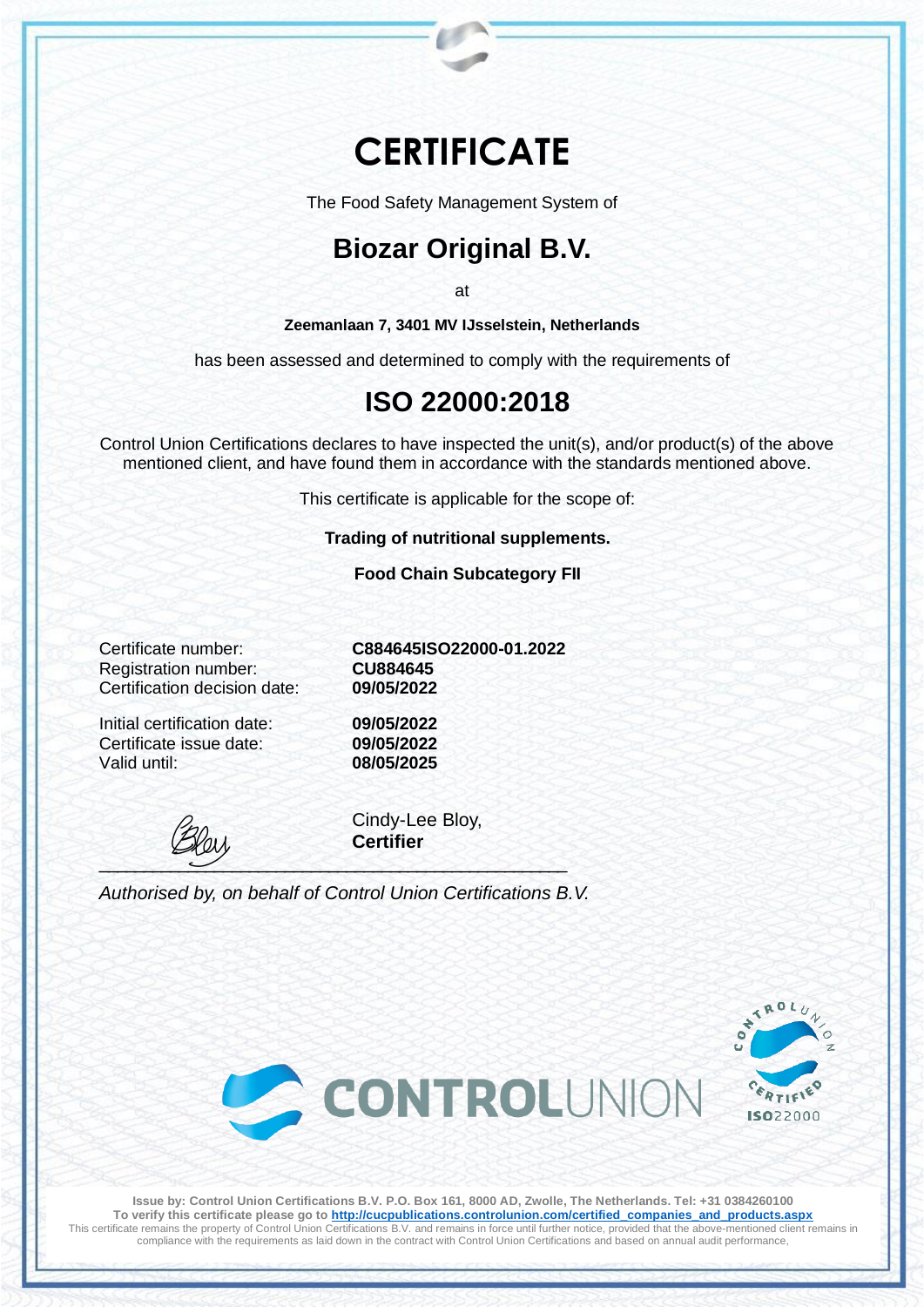# CERTIFICATE

The Food Safety Management System of

## Biozar Original B.V.

at

**Zeemanlaan 7, 3401 MV IJsselstein, Netherlands**

has been assessed and determined to comply with the requirements of

## ISO 22000:2018

Control Union Certifications declares to have inspected the unit(s), and/or product(s) of the above mentioned client, and have found them in accordance with the standards mentioned above.

This certificate is applicable for the scope of:

**Trading of nutritional supplements.**

**Food Chain Subcategory FII**

Certificate number: **C884645ISO22000-01.2022**
Registration number: **CU884645**
Certification decision date: **09/05/2022**

Initial certification date: **09/05/2022**
Certificate issue date: **09/05/2022**
Valid until: **08/05/2025**

Cindy-Lee Bloy,
**Certifier**

*Authorised by, on behalf of Control Union Certifications B.V.*

CONTROLUNION

CONTROL UNION CERTIFIED ISO22000

**Issue by: Control Union Certifications B.V. P.O. Box 161, 8000 AD, Zwolle, The Netherlands. Tel: +31 0384260100**
**To verify this certificate please go to http://cucpublications.controlunion.com/certified_companies_and_products.aspx**
This certificate remains the property of Control Union Certifications B.V. and remains in force until further notice, provided that the above-mentioned client remains in compliance with the requirements as laid down in the contract with Control Union Certifications and based on annual audit performance,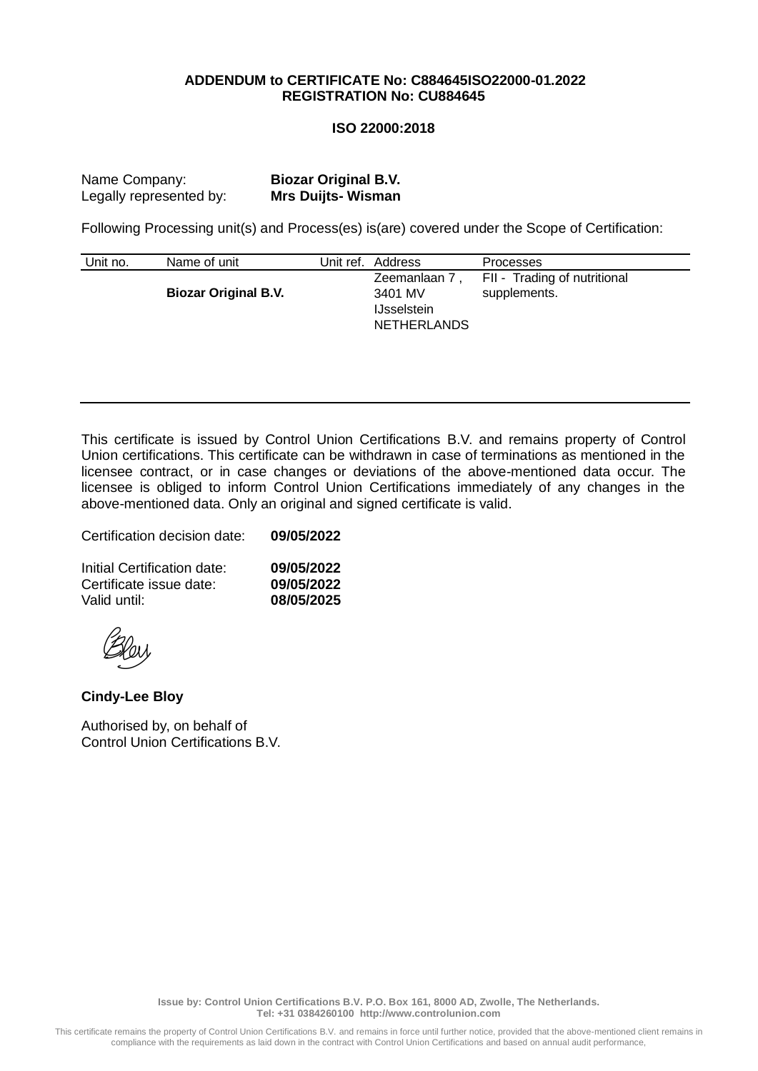**ADDENDUM to CERTIFICATE No: C884645ISO22000-01.2022**
**REGISTRATION No: CU884645**

**ISO 22000:2018**

Name Company: **Biozar Original B.V.**
Legally represented by: **Mrs Duijts- Wisman**

Following Processing unit(s) and Process(es) is(are) covered under the Scope of Certification:

| Unit no. | Name of unit | Unit ref. | Address | Processes |
|---|---|---|---|---|
| | **Biozar Original B.V.** | | Zeemanlaan 7 , 3401 MV IJsselstein NETHERLANDS | FII - Trading of nutritional supplements. |

This certificate is issued by Control Union Certifications B.V. and remains property of Control Union certifications. This certificate can be withdrawn in case of terminations as mentioned in the licensee contract, or in case changes or deviations of the above-mentioned data occur. The licensee is obliged to inform Control Union Certifications immediately of any changes in the above-mentioned data. Only an original and signed certificate is valid.

Certification decision date: **09/05/2022**

Initial Certification date: **09/05/2022**
Certificate issue date: **09/05/2022**
Valid until: **08/05/2025**

**Cindy-Lee Bloy**

Authorised by, on behalf of
Control Union Certifications B.V.

**Issue by: Control Union Certifications B.V. P.O. Box 161, 8000 AD, Zwolle, The Netherlands.**
**Tel: +31 0384260100 http://www.controlunion.com**

This certificate remains the property of Control Union Certifications B.V. and remains in force until further notice, provided that the above-mentioned client remains in compliance with the requirements as laid down in the contract with Control Union Certifications and based on annual audit performance,